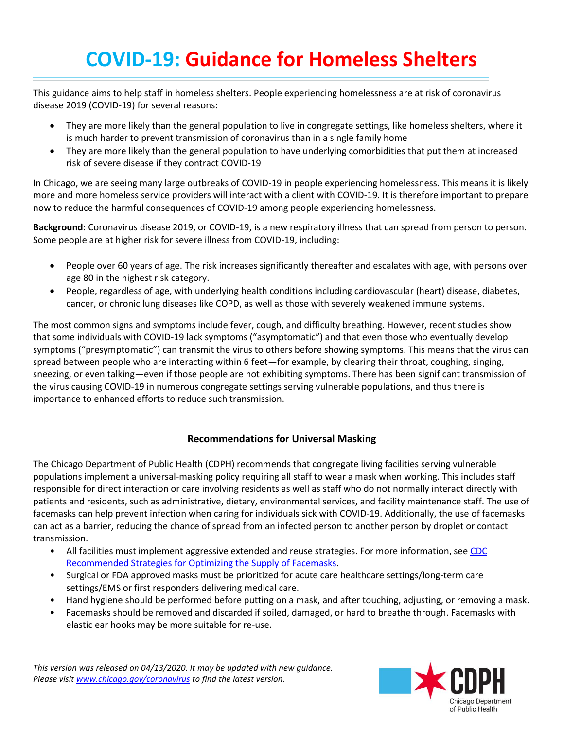# COVID-19: Guidance for Homeless Shelters

This guidance aims to help staff in homeless shelters. People experiencing homelessness are at risk of coronavirus disease 2019 (COVID-19) for several reasons:

- They are more likely than the general population to live in congregate settings, like homeless shelters, where it is much harder to prevent transmission of coronavirus than in a single family home
- They are more likely than the general population to have underlying comorbidities that put them at increased risk of severe disease if they contract COVID-19

In Chicago, we are seeing many large outbreaks of COVID-19 in people experiencing homelessness. This means it is likely more and more homeless service providers will interact with a client with COVID-19. It is therefore important to prepare now to reduce the harmful consequences of COVID-19 among people experiencing homelessness.

**Background**: Coronavirus disease 2019, or COVID-19, is a new respiratory illness that can spread from person to person. Some people are at higher risk for severe illness from COVID-19, including:

- People over 60 years of age. The risk increases significantly thereafter and escalates with age, with persons over age 80 in the highest risk category.
- People, regardless of age, with underlying health conditions including cardiovascular (heart) disease, diabetes, cancer, or chronic lung diseases like COPD, as well as those with severely weakened immune systems.

The most common signs and symptoms include fever, cough, and difficulty breathing. However, recent studies show that some individuals with COVID-19 lack symptoms ("asymptomatic") and that even those who eventually develop symptoms ("presymptomatic") can transmit the virus to others before showing symptoms. This means that the virus can spread between people who are interacting within 6 feet—for example, by clearing their throat, coughing, singing, sneezing, or even talking—even if those people are not exhibiting symptoms. There has been significant transmission of the virus causing COVID-19 in numerous congregate settings serving vulnerable populations, and thus there is importance to enhanced efforts to reduce such transmission.

### Recommendations for Universal Masking

The Chicago Department of Public Health (CDPH) recommends that congregate living facilities serving vulnerable populations implement a universal-masking policy requiring all staff to wear a mask when working. This includes staff responsible for direct interaction or care involving residents as well as staff who do not normally interact directly with patients and residents, such as administrative, dietary, environmental services, and facility maintenance staff. The use of facemasks can help prevent infection when caring for individuals sick with COVID-19. Additionally, the use of facemasks can act as a barrier, reducing the chance of spread from an infected person to another person by droplet or contact transmission.

- All facilities must implement aggressive extended and reuse strategies. For more information, see [CDC Recommended Strategies for Optimizing the Supply of Facemasks](#).
- Surgical or FDA approved masks must be prioritized for acute care healthcare settings/long-term care settings/EMS or first responders delivering medical care.
- Hand hygiene should be performed before putting on a mask, and after touching, adjusting, or removing a mask.
- Facemasks should be removed and discarded if soiled, damaged, or hard to breathe through. Facemasks with elastic ear hooks may be more suitable for re-use.

*This version was released on 04/13/2020. It may be updated with new guidance. Please visit [www.chicago.gov/coronavirus](www.chicago.gov/coronavirus) to find the latest version.*

CDPH Chicago Department of Public Health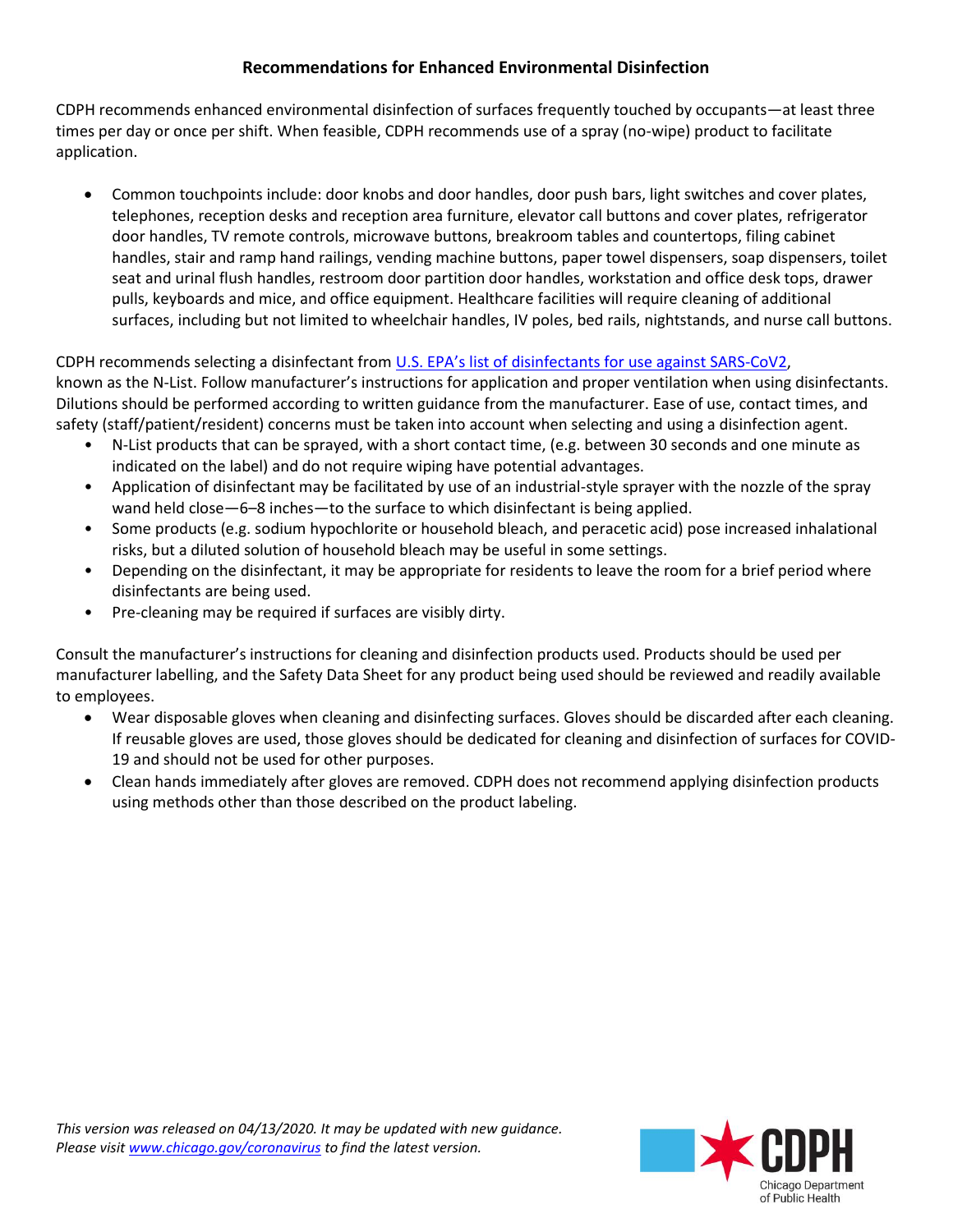## Recommendations for Enhanced Environmental Disinfection

CDPH recommends enhanced environmental disinfection of surfaces frequently touched by occupants—at least three times per day or once per shift. When feasible, CDPH recommends use of a spray (no-wipe) product to facilitate application.

- Common touchpoints include: door knobs and door handles, door push bars, light switches and cover plates, telephones, reception desks and reception area furniture, elevator call buttons and cover plates, refrigerator door handles, TV remote controls, microwave buttons, breakroom tables and countertops, filing cabinet handles, stair and ramp hand railings, vending machine buttons, paper towel dispensers, soap dispensers, toilet seat and urinal flush handles, restroom door partition door handles, workstation and office desk tops, drawer pulls, keyboards and mice, and office equipment. Healthcare facilities will require cleaning of additional surfaces, including but not limited to wheelchair handles, IV poles, bed rails, nightstands, and nurse call buttons.

CDPH recommends selecting a disinfectant from [U.S. EPA's list of disinfectants for use against SARS-CoV2](), known as the N-List. Follow manufacturer's instructions for application and proper ventilation when using disinfectants. Dilutions should be performed according to written guidance from the manufacturer. Ease of use, contact times, and safety (staff/patient/resident) concerns must be taken into account when selecting and using a disinfection agent.

- N-List products that can be sprayed, with a short contact time, (e.g. between 30 seconds and one minute as indicated on the label) and do not require wiping have potential advantages.
- Application of disinfectant may be facilitated by use of an industrial-style sprayer with the nozzle of the spray wand held close—6–8 inches—to the surface to which disinfectant is being applied.
- Some products (e.g. sodium hypochlorite or household bleach, and peracetic acid) pose increased inhalational risks, but a diluted solution of household bleach may be useful in some settings.
- Depending on the disinfectant, it may be appropriate for residents to leave the room for a brief period where disinfectants are being used.
- Pre-cleaning may be required if surfaces are visibly dirty.

Consult the manufacturer's instructions for cleaning and disinfection products used. Products should be used per manufacturer labelling, and the Safety Data Sheet for any product being used should be reviewed and readily available to employees.

- Wear disposable gloves when cleaning and disinfecting surfaces. Gloves should be discarded after each cleaning. If reusable gloves are used, those gloves should be dedicated for cleaning and disinfection of surfaces for COVID-19 and should not be used for other purposes.
- Clean hands immediately after gloves are removed. CDPH does not recommend applying disinfection products using methods other than those described on the product labeling.

*This version was released on 04/13/2020. It may be updated with new guidance. Please visit [www.chicago.gov/coronavirus](www.chicago.gov/coronavirus) to find the latest version.*

CDPH Chicago Department of Public Health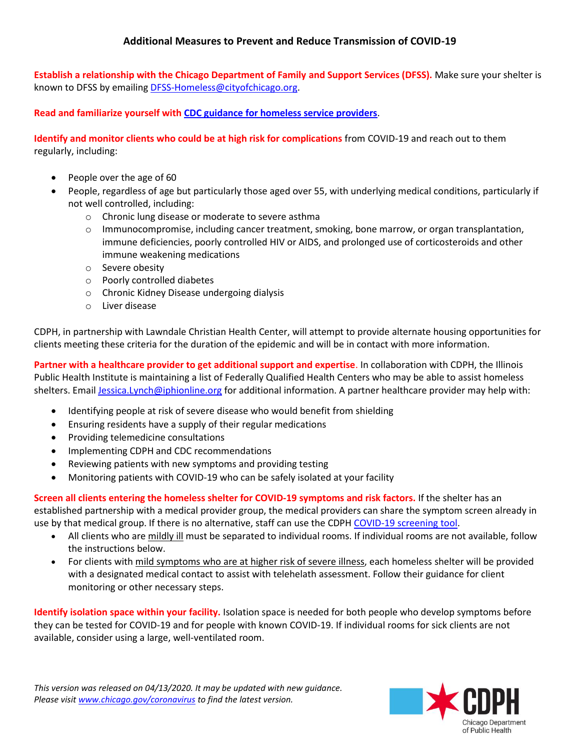## Additional Measures to Prevent and Reduce Transmission of COVID-19

**Establish a relationship with the Chicago Department of Family and Support Services (DFSS).** Make sure your shelter is known to DFSS by emailing DFSS-Homeless@cityofchicago.org.

**Read and familiarize yourself with CDC guidance for homeless service providers.**

**Identify and monitor clients who could be at high risk for complications** from COVID-19 and reach out to them regularly, including:

- People over the age of 60
- People, regardless of age but particularly those aged over 55, with underlying medical conditions, particularly if not well controlled, including:
  - Chronic lung disease or moderate to severe asthma
  - Immunocompromise, including cancer treatment, smoking, bone marrow, or organ transplantation, immune deficiencies, poorly controlled HIV or AIDS, and prolonged use of corticosteroids and other immune weakening medications
  - Severe obesity
  - Poorly controlled diabetes
  - Chronic Kidney Disease undergoing dialysis
  - Liver disease

CDPH, in partnership with Lawndale Christian Health Center, will attempt to provide alternate housing opportunities for clients meeting these criteria for the duration of the epidemic and will be in contact with more information.

**Partner with a healthcare provider to get additional support and expertise.** In collaboration with CDPH, the Illinois Public Health Institute is maintaining a list of Federally Qualified Health Centers who may be able to assist homeless shelters. Email Jessica.Lynch@iphionline.org for additional information. A partner healthcare provider may help with:

- Identifying people at risk of severe disease who would benefit from shielding
- Ensuring residents have a supply of their regular medications
- Providing telemedicine consultations
- Implementing CDPH and CDC recommendations
- Reviewing patients with new symptoms and providing testing
- Monitoring patients with COVID-19 who can be safely isolated at your facility

**Screen all clients entering the homeless shelter for COVID-19 symptoms and risk factors.** If the shelter has an established partnership with a medical provider group, the medical providers can share the symptom screen already in use by that medical group. If there is no alternative, staff can use the CDPH COVID-19 screening tool.

- All clients who are mildly ill must be separated to individual rooms. If individual rooms are not available, follow the instructions below.
- For clients with mild symptoms who are at higher risk of severe illness, each homeless shelter will be provided with a designated medical contact to assist with telehelath assessment. Follow their guidance for client monitoring or other necessary steps.

**Identify isolation space within your facility.** Isolation space is needed for both people who develop symptoms before they can be tested for COVID-19 and for people with known COVID-19. If individual rooms for sick clients are not available, consider using a large, well-ventilated room.

*This version was released on 04/13/2020. It may be updated with new guidance. Please visit www.chicago.gov/coronavirus to find the latest version.*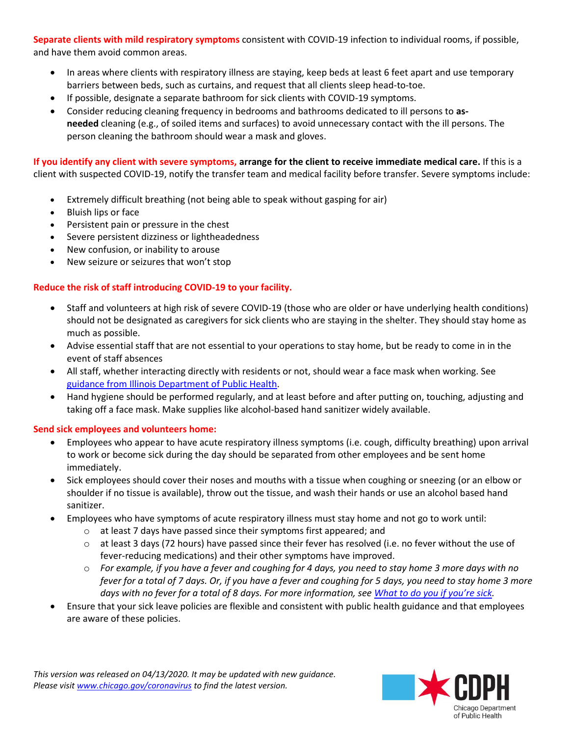**Separate clients with mild respiratory symptoms** consistent with COVID-19 infection to individual rooms, if possible, and have them avoid common areas.

- In areas where clients with respiratory illness are staying, keep beds at least 6 feet apart and use temporary barriers between beds, such as curtains, and request that all clients sleep head-to-toe.
- If possible, designate a separate bathroom for sick clients with COVID-19 symptoms.
- Consider reducing cleaning frequency in bedrooms and bathrooms dedicated to ill persons to **as-needed** cleaning (e.g., of soiled items and surfaces) to avoid unnecessary contact with the ill persons. The person cleaning the bathroom should wear a mask and gloves.

**If you identify any client with severe symptoms, arrange for the client to receive immediate medical care.** If this is a client with suspected COVID-19, notify the transfer team and medical facility before transfer. Severe symptoms include:

- Extremely difficult breathing (not being able to speak without gasping for air)
- Bluish lips or face
- Persistent pain or pressure in the chest
- Severe persistent dizziness or lightheadedness
- New confusion, or inability to arouse
- New seizure or seizures that won't stop

**Reduce the risk of staff introducing COVID-19 to your facility.**

- Staff and volunteers at high risk of severe COVID-19 (those who are older or have underlying health conditions) should not be designated as caregivers for sick clients who are staying in the shelter. They should stay home as much as possible.
- Advise essential staff that are not essential to your operations to stay home, but be ready to come in in the event of staff absences
- All staff, whether interacting directly with residents or not, should wear a face mask when working. See [guidance from Illinois Department of Public Health](guidance from Illinois Department of Public Health).
- Hand hygiene should be performed regularly, and at least before and after putting on, touching, adjusting and taking off a face mask. Make supplies like alcohol-based hand sanitizer widely available.

**Send sick employees and volunteers home:**

- Employees who appear to have acute respiratory illness symptoms (i.e. cough, difficulty breathing) upon arrival to work or become sick during the day should be separated from other employees and be sent home immediately.
- Sick employees should cover their noses and mouths with a tissue when coughing or sneezing (or an elbow or shoulder if no tissue is available), throw out the tissue, and wash their hands or use an alcohol based hand sanitizer.
- Employees who have symptoms of acute respiratory illness must stay home and not go to work until:
  - at least 7 days have passed since their symptoms first appeared; and
  - at least 3 days (72 hours) have passed since their fever has resolved (i.e. no fever without the use of fever-reducing medications) and their other symptoms have improved.
  - *For example, if you have a fever and coughing for 4 days, you need to stay home 3 more days with no fever for a total of 7 days. Or, if you have a fever and coughing for 5 days, you need to stay home 3 more days with no fever for a total of 8 days. For more information, see What to do you if you're sick.*
- Ensure that your sick leave policies are flexible and consistent with public health guidance and that employees are aware of these policies.

*This version was released on 04/13/2020. It may be updated with new guidance. Please visit www.chicago.gov/coronavirus to find the latest version.*

CDPH Chicago Department of Public Health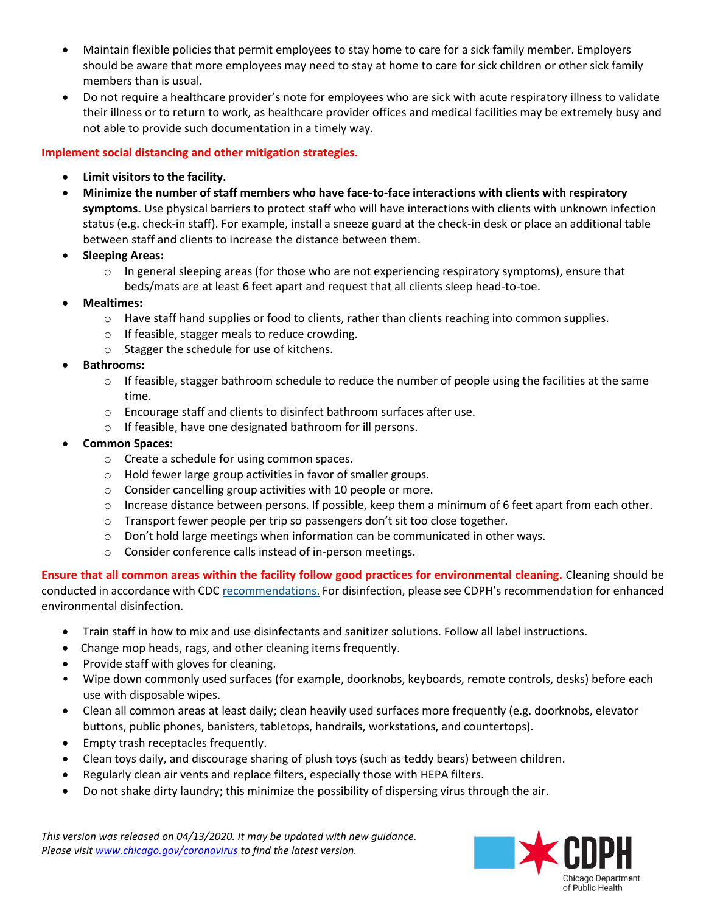- Maintain flexible policies that permit employees to stay home to care for a sick family member. Employers should be aware that more employees may need to stay at home to care for sick children or other sick family members than is usual.
- Do not require a healthcare provider's note for employees who are sick with acute respiratory illness to validate their illness or to return to work, as healthcare provider offices and medical facilities may be extremely busy and not able to provide such documentation in a timely way.

**Implement social distancing and other mitigation strategies.**

- **Limit visitors to the facility.**
- **Minimize the number of staff members who have face-to-face interactions with clients with respiratory symptoms.** Use physical barriers to protect staff who will have interactions with clients with unknown infection status (e.g. check-in staff). For example, install a sneeze guard at the check-in desk or place an additional table between staff and clients to increase the distance between them.
- **Sleeping Areas:**
    - In general sleeping areas (for those who are not experiencing respiratory symptoms), ensure that beds/mats are at least 6 feet apart and request that all clients sleep head-to-toe.
- **Mealtimes:**
    - Have staff hand supplies or food to clients, rather than clients reaching into common supplies.
    - If feasible, stagger meals to reduce crowding.
    - Stagger the schedule for use of kitchens.
- **Bathrooms:**
    - If feasible, stagger bathroom schedule to reduce the number of people using the facilities at the same time.
    - Encourage staff and clients to disinfect bathroom surfaces after use.
    - If feasible, have one designated bathroom for ill persons.
- **Common Spaces:**
    - Create a schedule for using common spaces.
    - Hold fewer large group activities in favor of smaller groups.
    - Consider cancelling group activities with 10 people or more.
    - Increase distance between persons. If possible, keep them a minimum of 6 feet apart from each other.
    - Transport fewer people per trip so passengers don't sit too close together.
    - Don't hold large meetings when information can be communicated in other ways.
    - Consider conference calls instead of in-person meetings.

**Ensure that all common areas within the facility follow good practices for environmental cleaning.** Cleaning should be conducted in accordance with CDC [recommendations.](#) For disinfection, please see CDPH's recommendation for enhanced environmental disinfection.

- Train staff in how to mix and use disinfectants and sanitizer solutions. Follow all label instructions.
- Change mop heads, rags, and other cleaning items frequently.
- Provide staff with gloves for cleaning.
- Wipe down commonly used surfaces (for example, doorknobs, keyboards, remote controls, desks) before each use with disposable wipes.
- Clean all common areas at least daily; clean heavily used surfaces more frequently (e.g. doorknobs, elevator buttons, public phones, banisters, tabletops, handrails, workstations, and countertops).
- Empty trash receptacles frequently.
- Clean toys daily, and discourage sharing of plush toys (such as teddy bears) between children.
- Regularly clean air vents and replace filters, especially those with HEPA filters.
- Do not shake dirty laundry; this minimize the possibility of dispersing virus through the air.

*This version was released on 04/13/2020. It may be updated with new guidance. Please visit [www.chicago.gov/coronavirus](http://www.chicago.gov/coronavirus) to find the latest version.*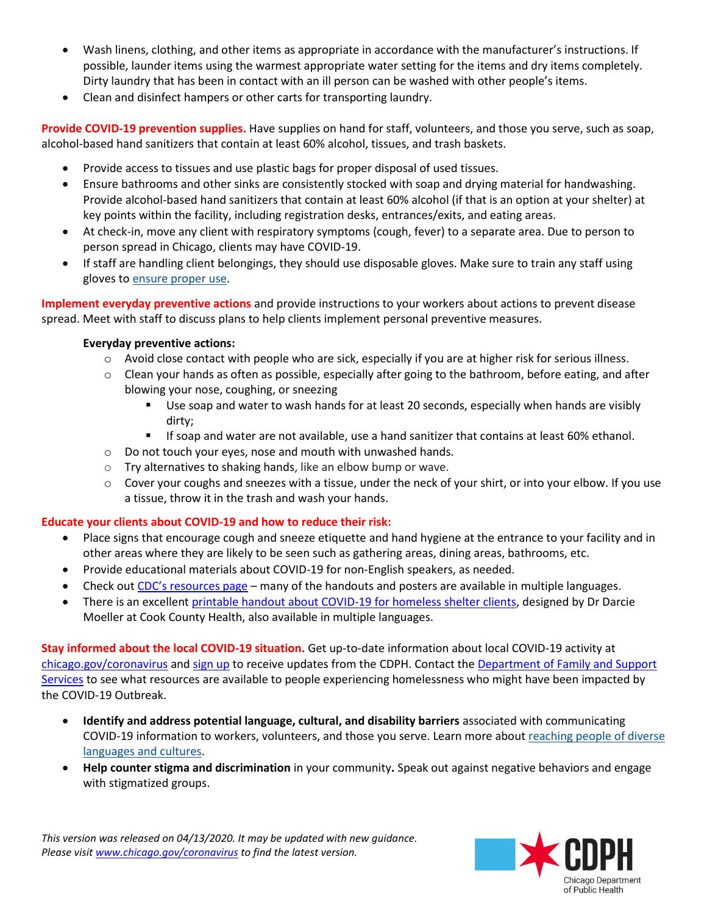- Wash linens, clothing, and other items as appropriate in accordance with the manufacturer's instructions. If possible, launder items using the warmest appropriate water setting for the items and dry items completely. Dirty laundry that has been in contact with an ill person can be washed with other people's items.
- Clean and disinfect hampers or other carts for transporting laundry.

**Provide COVID-19 prevention supplies.** Have supplies on hand for staff, volunteers, and those you serve, such as soap, alcohol-based hand sanitizers that contain at least 60% alcohol, tissues, and trash baskets.

- Provide access to tissues and use plastic bags for proper disposal of used tissues.
- Ensure bathrooms and other sinks are consistently stocked with soap and drying material for handwashing. Provide alcohol-based hand sanitizers that contain at least 60% alcohol (if that is an option at your shelter) at key points within the facility, including registration desks, entrances/exits, and eating areas.
- At check-in, move any client with respiratory symptoms (cough, fever) to a separate area. Due to person to person spread in Chicago, clients may have COVID-19.
- If staff are handling client belongings, they should use disposable gloves. Make sure to train any staff using gloves to ensure proper use.

**Implement everyday preventive actions** and provide instructions to your workers about actions to prevent disease spread. Meet with staff to discuss plans to help clients implement personal preventive measures.

**Everyday preventive actions:**

- Avoid close contact with people who are sick, especially if you are at higher risk for serious illness.
- Clean your hands as often as possible, especially after going to the bathroom, before eating, and after blowing your nose, coughing, or sneezing
  - Use soap and water to wash hands for at least 20 seconds, especially when hands are visibly dirty;
  - If soap and water are not available, use a hand sanitizer that contains at least 60% ethanol.
- Do not touch your eyes, nose and mouth with unwashed hands.
- Try alternatives to shaking hands, like an elbow bump or wave.
- Cover your coughs and sneezes with a tissue, under the neck of your shirt, or into your elbow. If you use a tissue, throw it in the trash and wash your hands.

**Educate your clients about COVID-19 and how to reduce their risk:**

- Place signs that encourage cough and sneeze etiquette and hand hygiene at the entrance to your facility and in other areas where they are likely to be seen such as gathering areas, dining areas, bathrooms, etc.
- Provide educational materials about COVID-19 for non-English speakers, as needed.
- Check out CDC's resources page – many of the handouts and posters are available in multiple languages.
- There is an excellent printable handout about COVID-19 for homeless shelter clients, designed by Dr Darcie Moeller at Cook County Health, also available in multiple languages.

**Stay informed about the local COVID-19 situation.** Get up-to-date information about local COVID-19 activity at chicago.gov/coronavirus and sign up to receive updates from the CDPH. Contact the Department of Family and Support Services to see what resources are available to people experiencing homelessness who might have been impacted by the COVID-19 Outbreak.

- **Identify and address potential language, cultural, and disability barriers** associated with communicating COVID-19 information to workers, volunteers, and those you serve. Learn more about reaching people of diverse languages and cultures.
- **Help counter stigma and discrimination** in your community**.** Speak out against negative behaviors and engage with stigmatized groups.

*This version was released on 04/13/2020. It may be updated with new guidance. Please visit www.chicago.gov/coronavirus to find the latest version.*

CDPH Chicago Department of Public Health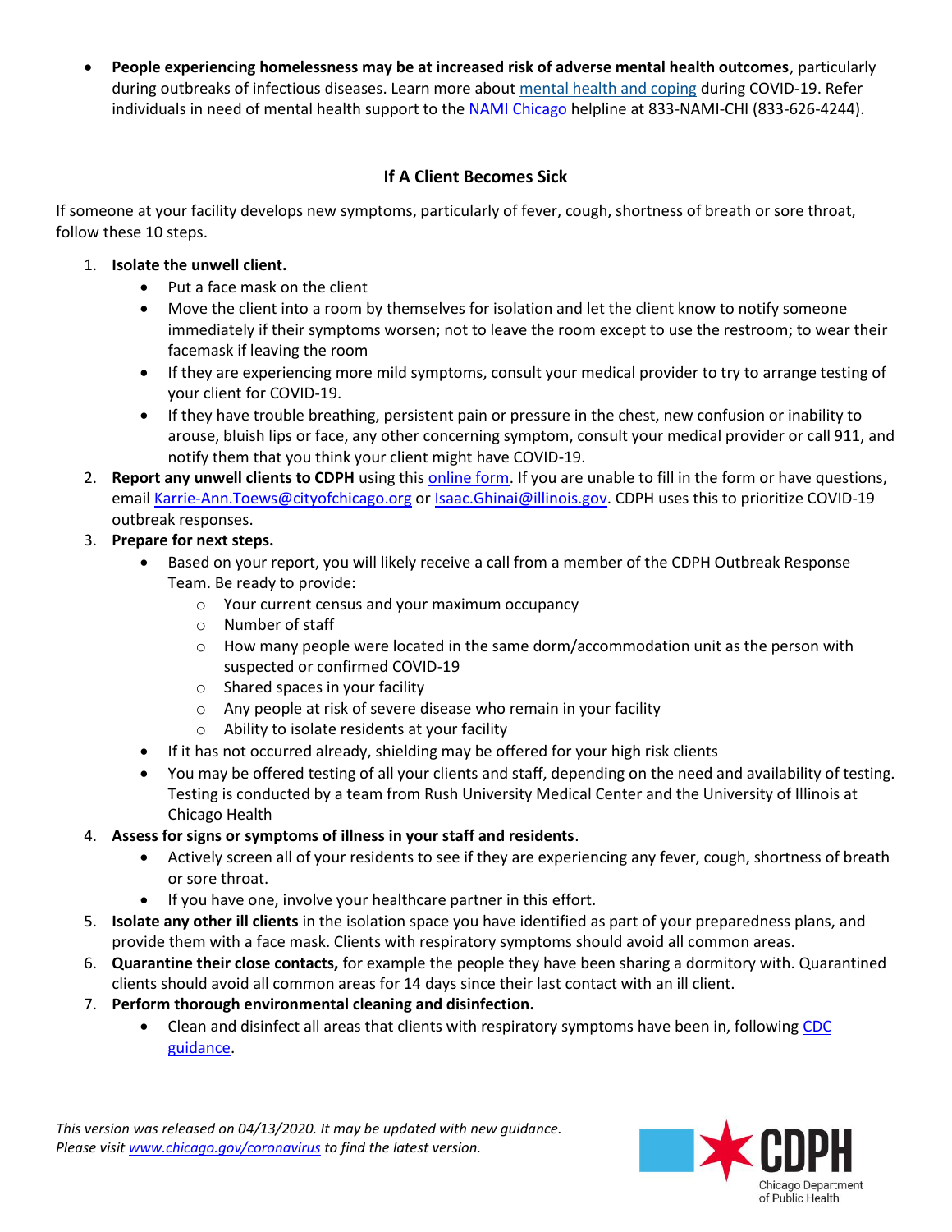- **People experiencing homelessness may be at increased risk of adverse mental health outcomes**, particularly during outbreaks of infectious diseases. Learn more about mental health and coping during COVID-19. Refer individuals in need of mental health support to the NAMI Chicago helpline at 833-NAMI-CHI (833-626-4244).

## If A Client Becomes Sick

If someone at your facility develops new symptoms, particularly of fever, cough, shortness of breath or sore throat, follow these 10 steps.

1. **Isolate the unwell client.**
    - Put a face mask on the client
    - Move the client into a room by themselves for isolation and let the client know to notify someone immediately if their symptoms worsen; not to leave the room except to use the restroom; to wear their facemask if leaving the room
    - If they are experiencing more mild symptoms, consult your medical provider to try to arrange testing of your client for COVID-19.
    - If they have trouble breathing, persistent pain or pressure in the chest, new confusion or inability to arouse, bluish lips or face, any other concerning symptom, consult your medical provider or call 911, and notify them that you think your client might have COVID-19.
2. **Report any unwell clients to CDPH** using this online form. If you are unable to fill in the form or have questions, email Karrie-Ann.Toews@cityofchicago.org or Isaac.Ghinai@illinois.gov. CDPH uses this to prioritize COVID-19 outbreak responses.
3. **Prepare for next steps.**
    - Based on your report, you will likely receive a call from a member of the CDPH Outbreak Response Team. Be ready to provide:
        - Your current census and your maximum occupancy
        - Number of staff
        - How many people were located in the same dorm/accommodation unit as the person with suspected or confirmed COVID-19
        - Shared spaces in your facility
        - Any people at risk of severe disease who remain in your facility
        - Ability to isolate residents at your facility
    - If it has not occurred already, shielding may be offered for your high risk clients
    - You may be offered testing of all your clients and staff, depending on the need and availability of testing. Testing is conducted by a team from Rush University Medical Center and the University of Illinois at Chicago Health
4. **Assess for signs or symptoms of illness in your staff and residents**.
    - Actively screen all of your residents to see if they are experiencing any fever, cough, shortness of breath or sore throat.
    - If you have one, involve your healthcare partner in this effort.
5. **Isolate any other ill clients** in the isolation space you have identified as part of your preparedness plans, and provide them with a face mask. Clients with respiratory symptoms should avoid all common areas.
6. **Quarantine their close contacts,** for example the people they have been sharing a dormitory with. Quarantined clients should avoid all common areas for 14 days since their last contact with an ill client.
7. **Perform thorough environmental cleaning and disinfection.**
    - Clean and disinfect all areas that clients with respiratory symptoms have been in, following CDC guidance.

*This version was released on 04/13/2020. It may be updated with new guidance. Please visit www.chicago.gov/coronavirus to find the latest version.*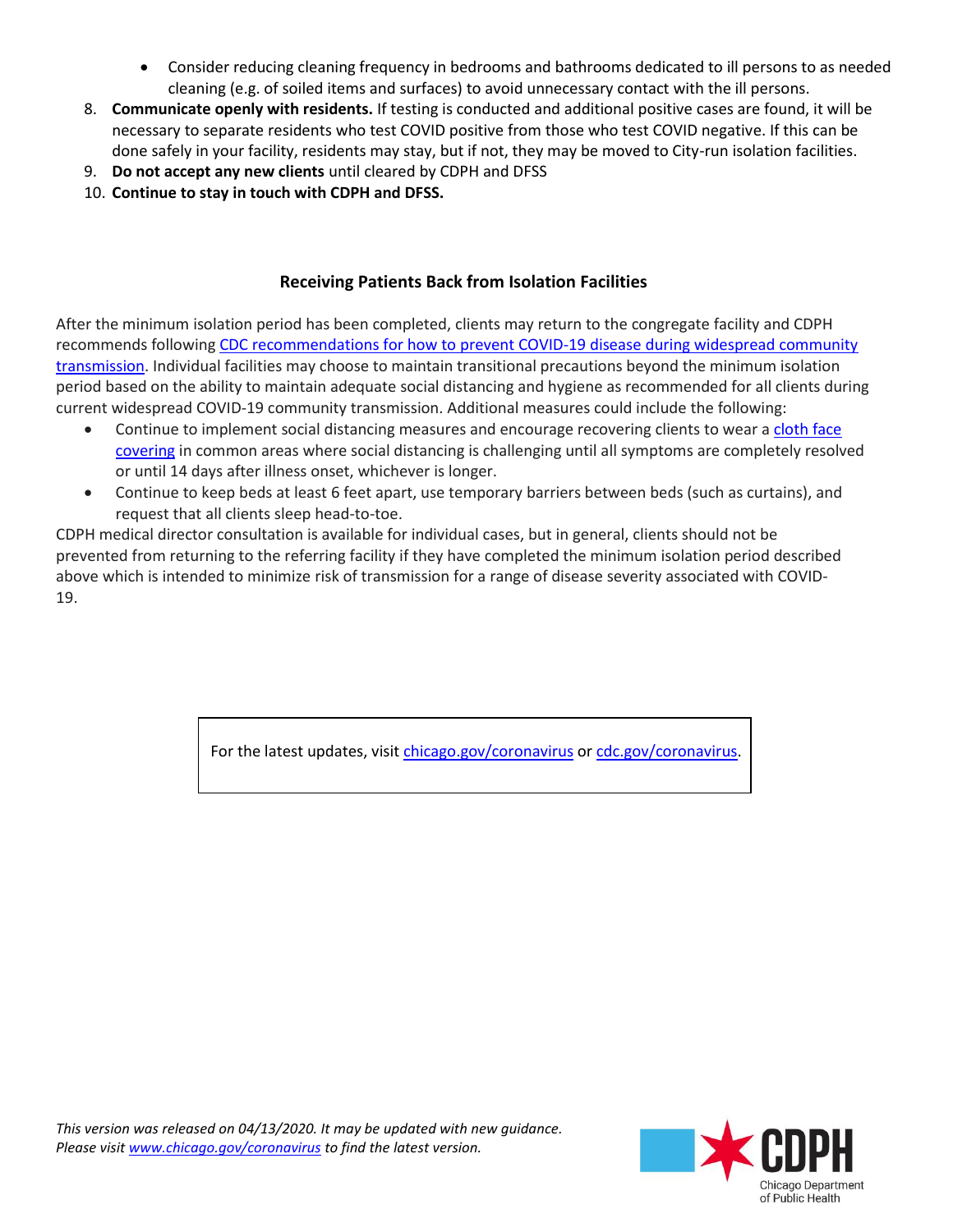- Consider reducing cleaning frequency in bedrooms and bathrooms dedicated to ill persons to as needed cleaning (e.g. of soiled items and surfaces) to avoid unnecessary contact with the ill persons.

8. **Communicate openly with residents.** If testing is conducted and additional positive cases are found, it will be necessary to separate residents who test COVID positive from those who test COVID negative. If this can be done safely in your facility, residents may stay, but if not, they may be moved to City-run isolation facilities.
9. **Do not accept any new clients** until cleared by CDPH and DFSS
10. **Continue to stay in touch with CDPH and DFSS.**

### Receiving Patients Back from Isolation Facilities

After the minimum isolation period has been completed, clients may return to the congregate facility and CDPH recommends following CDC recommendations for how to prevent COVID-19 disease during widespread community transmission. Individual facilities may choose to maintain transitional precautions beyond the minimum isolation period based on the ability to maintain adequate social distancing and hygiene as recommended for all clients during current widespread COVID-19 community transmission. Additional measures could include the following:

- Continue to implement social distancing measures and encourage recovering clients to wear a cloth face covering in common areas where social distancing is challenging until all symptoms are completely resolved or until 14 days after illness onset, whichever is longer.
- Continue to keep beds at least 6 feet apart, use temporary barriers between beds (such as curtains), and request that all clients sleep head-to-toe.

CDPH medical director consultation is available for individual cases, but in general, clients should not be prevented from returning to the referring facility if they have completed the minimum isolation period described above which is intended to minimize risk of transmission for a range of disease severity associated with COVID-19.

For the latest updates, visit chicago.gov/coronavirus or cdc.gov/coronavirus.

*This version was released on 04/13/2020. It may be updated with new guidance. Please visit www.chicago.gov/coronavirus to find the latest version.*

CDPH Chicago Department of Public Health